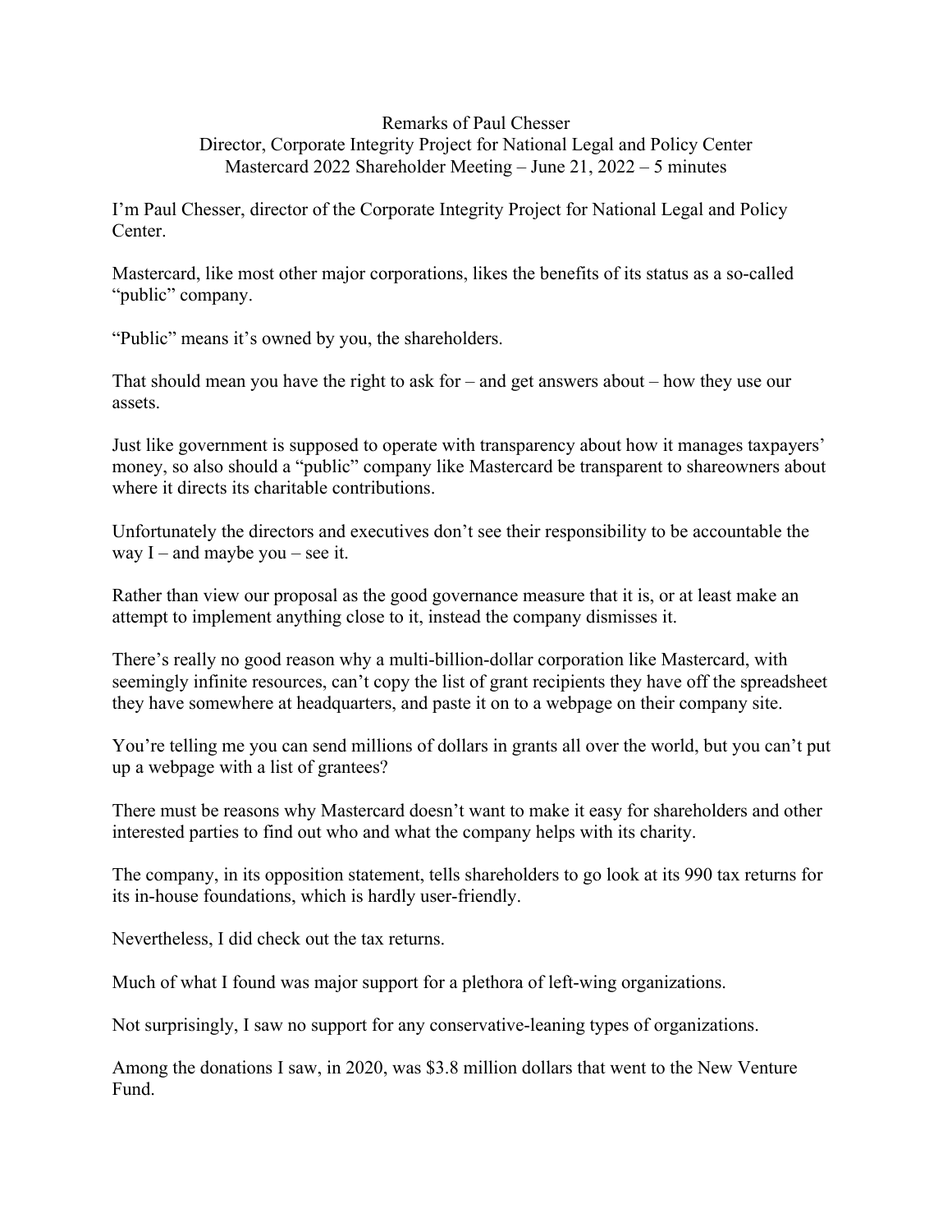Remarks of Paul Chesser
Director, Corporate Integrity Project for National Legal and Policy Center
Mastercard 2022 Shareholder Meeting – June 21, 2022 – 5 minutes

I'm Paul Chesser, director of the Corporate Integrity Project for National Legal and Policy Center.

Mastercard, like most other major corporations, likes the benefits of its status as a so-called "public" company.

"Public" means it's owned by you, the shareholders.

That should mean you have the right to ask for – and get answers about – how they use our assets.

Just like government is supposed to operate with transparency about how it manages taxpayers' money, so also should a "public" company like Mastercard be transparent to shareowners about where it directs its charitable contributions.

Unfortunately the directors and executives don't see their responsibility to be accountable the way I – and maybe you – see it.

Rather than view our proposal as the good governance measure that it is, or at least make an attempt to implement anything close to it, instead the company dismisses it.

There's really no good reason why a multi-billion-dollar corporation like Mastercard, with seemingly infinite resources, can't copy the list of grant recipients they have off the spreadsheet they have somewhere at headquarters, and paste it on to a webpage on their company site.

You're telling me you can send millions of dollars in grants all over the world, but you can't put up a webpage with a list of grantees?

There must be reasons why Mastercard doesn't want to make it easy for shareholders and other interested parties to find out who and what the company helps with its charity.

The company, in its opposition statement, tells shareholders to go look at its 990 tax returns for its in-house foundations, which is hardly user-friendly.

Nevertheless, I did check out the tax returns.

Much of what I found was major support for a plethora of left-wing organizations.

Not surprisingly, I saw no support for any conservative-leaning types of organizations.

Among the donations I saw, in 2020, was $3.8 million dollars that went to the New Venture Fund.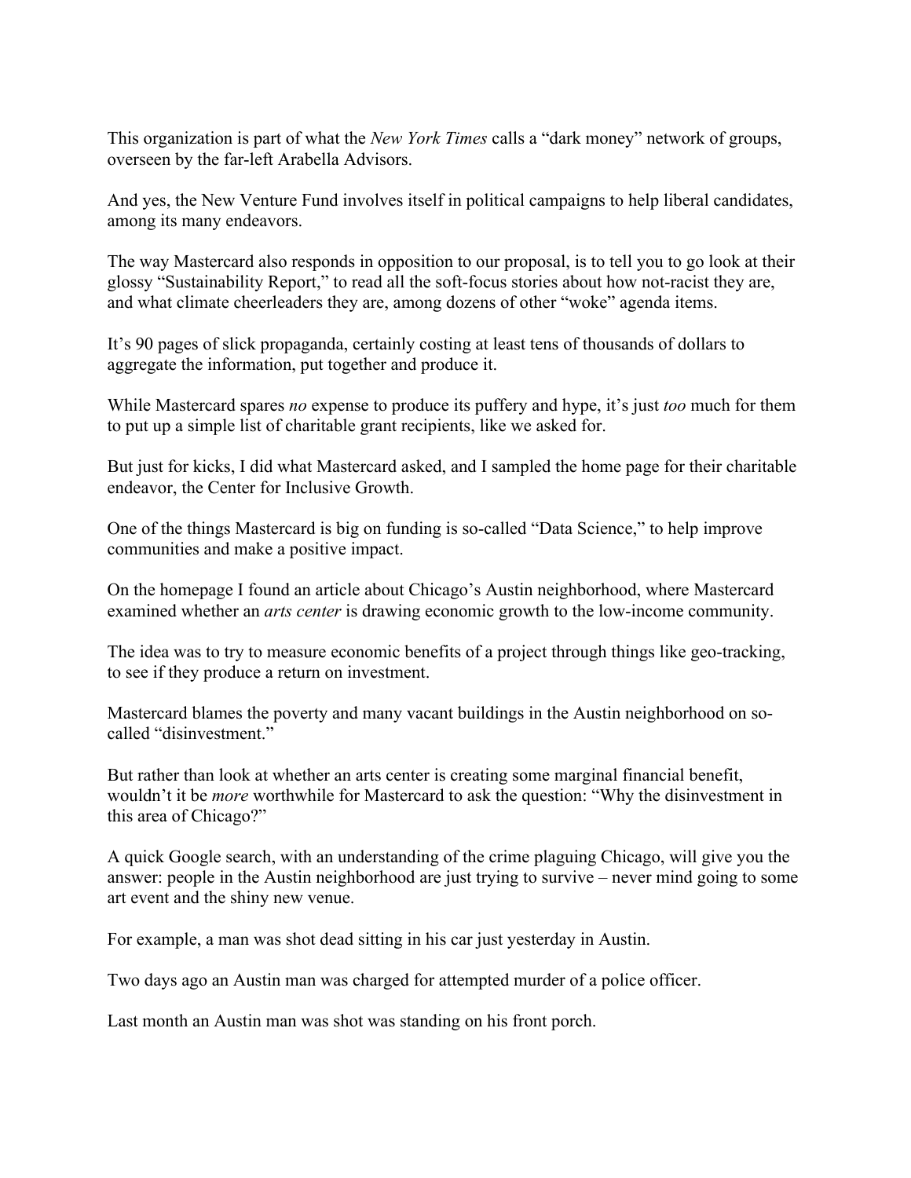This organization is part of what the *New York Times* calls a "dark money" network of groups, overseen by the far-left Arabella Advisors.

And yes, the New Venture Fund involves itself in political campaigns to help liberal candidates, among its many endeavors.

The way Mastercard also responds in opposition to our proposal, is to tell you to go look at their glossy "Sustainability Report," to read all the soft-focus stories about how not-racist they are, and what climate cheerleaders they are, among dozens of other "woke" agenda items.

It's 90 pages of slick propaganda, certainly costing at least tens of thousands of dollars to aggregate the information, put together and produce it.

While Mastercard spares *no* expense to produce its puffery and hype, it's just *too* much for them to put up a simple list of charitable grant recipients, like we asked for.

But just for kicks, I did what Mastercard asked, and I sampled the home page for their charitable endeavor, the Center for Inclusive Growth.

One of the things Mastercard is big on funding is so-called "Data Science," to help improve communities and make a positive impact.

On the homepage I found an article about Chicago's Austin neighborhood, where Mastercard examined whether an *arts center* is drawing economic growth to the low-income community.

The idea was to try to measure economic benefits of a project through things like geo-tracking, to see if they produce a return on investment.

Mastercard blames the poverty and many vacant buildings in the Austin neighborhood on so-called "disinvestment."

But rather than look at whether an arts center is creating some marginal financial benefit, wouldn't it be *more* worthwhile for Mastercard to ask the question: "Why the disinvestment in this area of Chicago?"

A quick Google search, with an understanding of the crime plaguing Chicago, will give you the answer: people in the Austin neighborhood are just trying to survive – never mind going to some art event and the shiny new venue.

For example, a man was shot dead sitting in his car just yesterday in Austin.

Two days ago an Austin man was charged for attempted murder of a police officer.

Last month an Austin man was shot was standing on his front porch.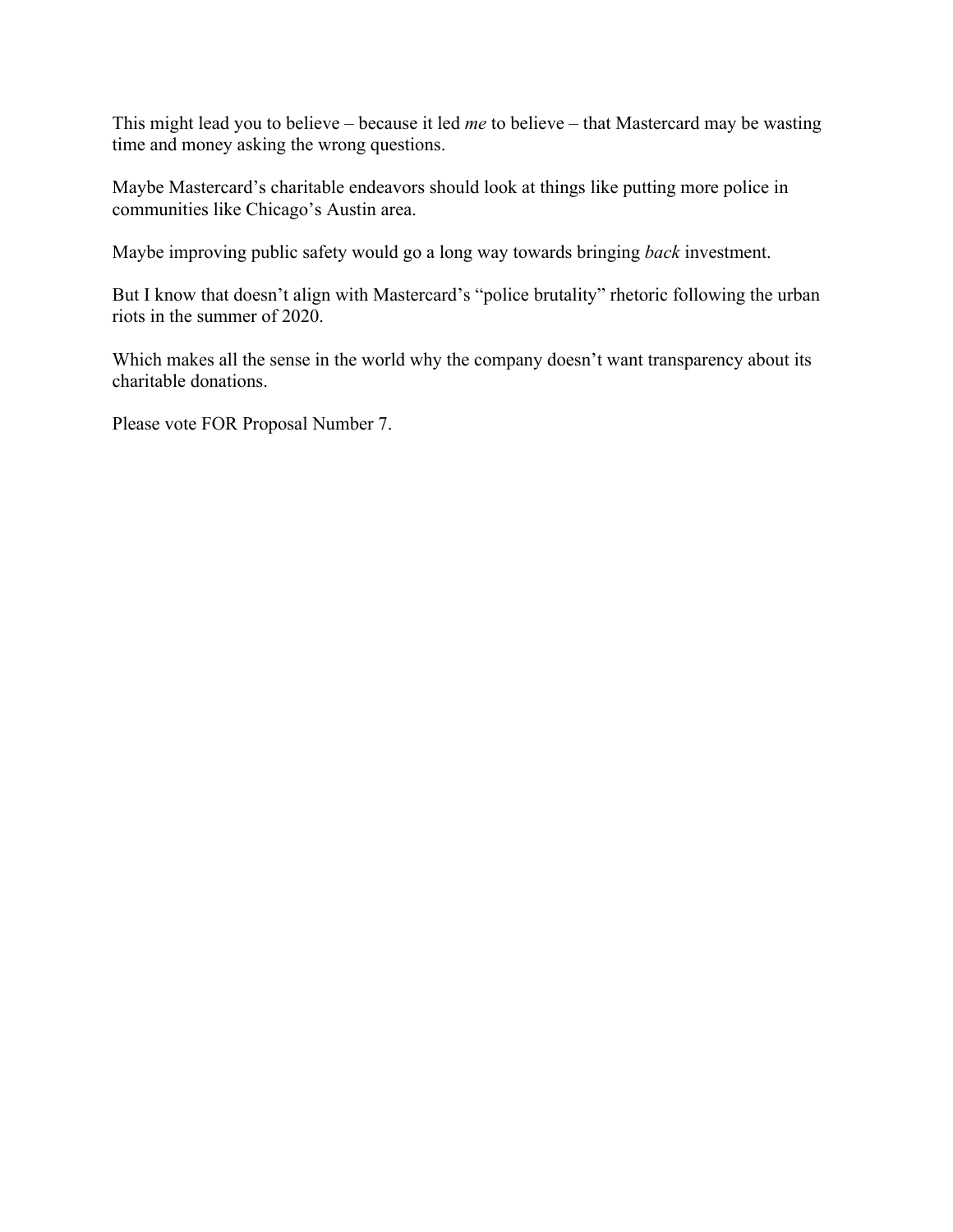This might lead you to believe – because it led *me* to believe – that Mastercard may be wasting time and money asking the wrong questions.

Maybe Mastercard's charitable endeavors should look at things like putting more police in communities like Chicago's Austin area.

Maybe improving public safety would go a long way towards bringing *back* investment.

But I know that doesn't align with Mastercard's "police brutality" rhetoric following the urban riots in the summer of 2020.

Which makes all the sense in the world why the company doesn't want transparency about its charitable donations.

Please vote FOR Proposal Number 7.